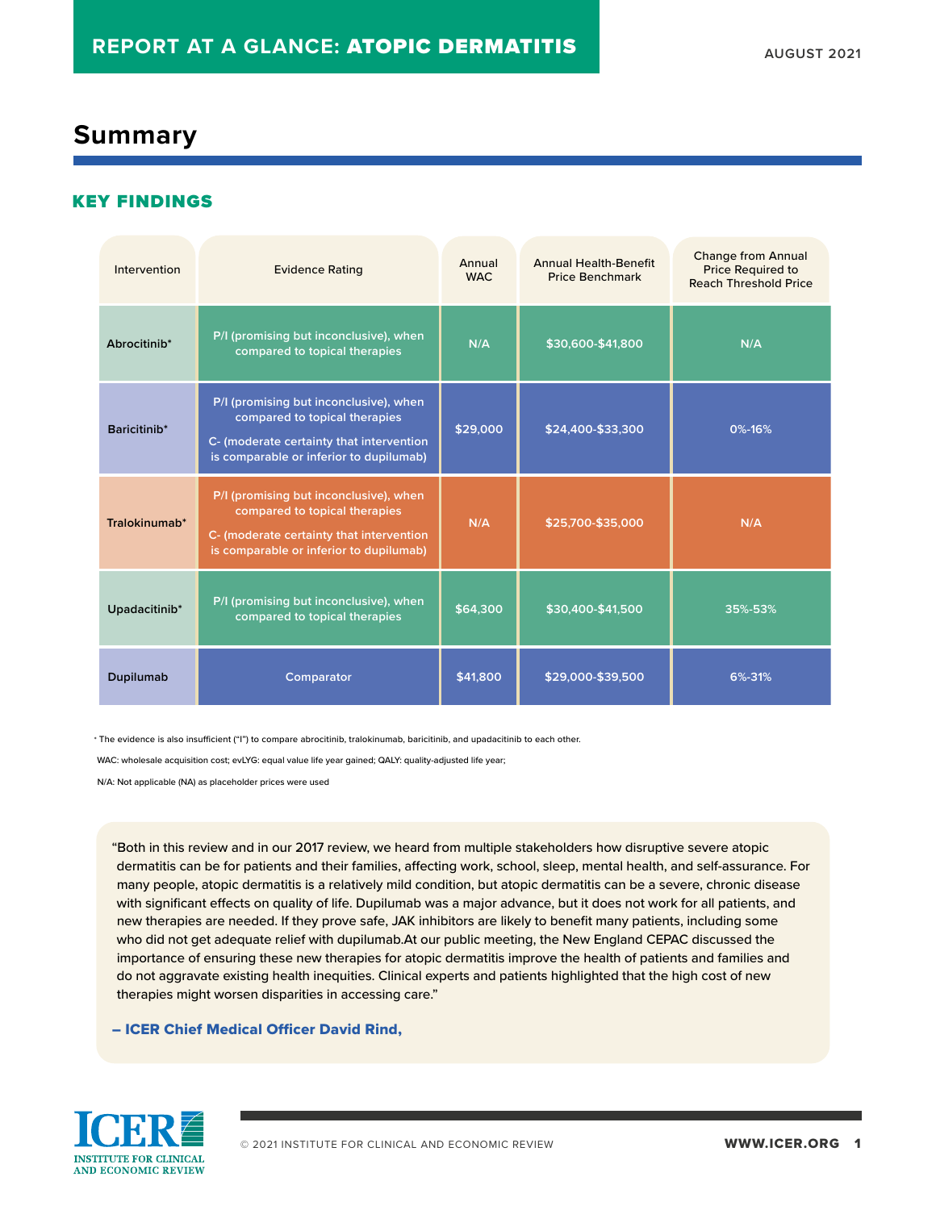# REPORT AT A GLANCE: ATOPIC DERMATITIS

AUGUST 2021

## Summary

### KEY FINDINGS

| Intervention | Evidence Rating | Annual WAC | Annual Health-Benefit Price Benchmark | Change from Annual Price Required to Reach Threshold Price |
|---|---|---|---|---|
| Abrocitinib* | P/I (promising but inconclusive), when compared to topical therapies | N/A | $30,600-$41,800 | N/A |
| Baricitinib* | P/I (promising but inconclusive), when compared to topical therapies<br>C- (moderate certainty that intervention is comparable or inferior to dupilumab) | $29,000 | $24,400-$33,300 | 0%-16% |
| Tralokinumab* | P/I (promising but inconclusive), when compared to topical therapies<br>C- (moderate certainty that intervention is comparable or inferior to dupilumab) | N/A | $25,700-$35,000 | N/A |
| Upadacitinib* | P/I (promising but inconclusive), when compared to topical therapies | $64,300 | $30,400-$41,500 | 35%-53% |
| Dupilumab | Comparator | $41,800 | $29,000-$39,500 | 6%-31% |

* The evidence is also insufficient ("I") to compare abrocitinib, tralokinumab, baricitinib, and upadacitinib to each other.

WAC: wholesale acquisition cost; evLYG: equal value life year gained; QALY: quality-adjusted life year;

N/A: Not applicable (NA) as placeholder prices were used

"Both in this review and in our 2017 review, we heard from multiple stakeholders how disruptive severe atopic dermatitis can be for patients and their families, affecting work, school, sleep, mental health, and self-assurance. For many people, atopic dermatitis is a relatively mild condition, but atopic dermatitis can be a severe, chronic disease with significant effects on quality of life. Dupilumab was a major advance, but it does not work for all patients, and new therapies are needed. If they prove safe, JAK inhibitors are likely to benefit many patients, including some who did not get adequate relief with dupilumab.At our public meeting, the New England CEPAC discussed the importance of ensuring these new therapies for atopic dermatitis improve the health of patients and families and do not aggravate existing health inequities. Clinical experts and patients highlighted that the high cost of new therapies might worsen disparities in accessing care."

**– ICER Chief Medical Officer David Rind,**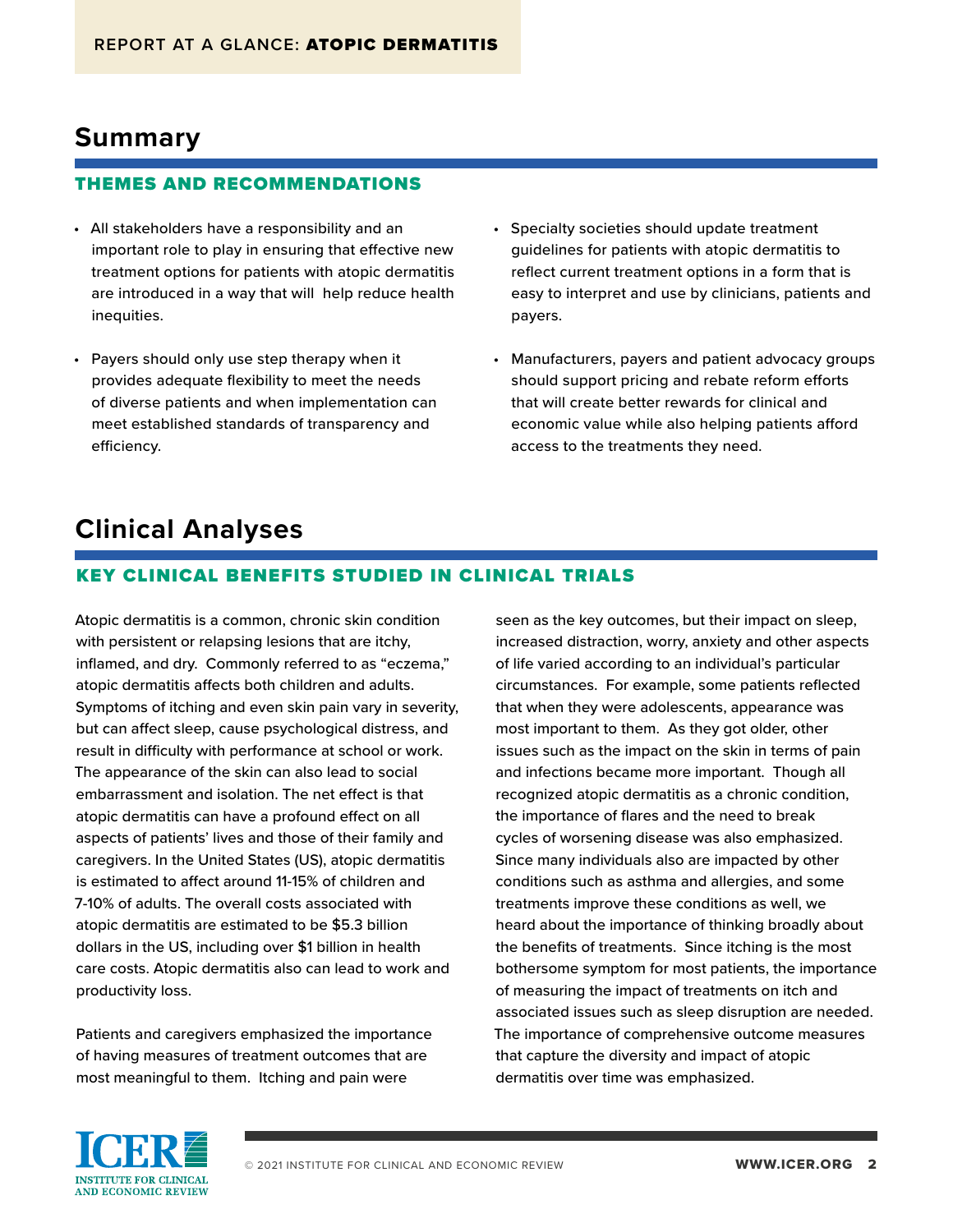## Summary

### THEMES AND RECOMMENDATIONS

- All stakeholders have a responsibility and an important role to play in ensuring that effective new treatment options for patients with atopic dermatitis are introduced in a way that will help reduce health inequities.
- Payers should only use step therapy when it provides adequate flexibility to meet the needs of diverse patients and when implementation can meet established standards of transparency and efficiency.
- Specialty societies should update treatment guidelines for patients with atopic dermatitis to reflect current treatment options in a form that is easy to interpret and use by clinicians, patients and payers.
- Manufacturers, payers and patient advocacy groups should support pricing and rebate reform efforts that will create better rewards for clinical and economic value while also helping patients afford access to the treatments they need.

## Clinical Analyses

### KEY CLINICAL BENEFITS STUDIED IN CLINICAL TRIALS

Atopic dermatitis is a common, chronic skin condition with persistent or relapsing lesions that are itchy, inflamed, and dry. Commonly referred to as "eczema," atopic dermatitis affects both children and adults. Symptoms of itching and even skin pain vary in severity, but can affect sleep, cause psychological distress, and result in difficulty with performance at school or work. The appearance of the skin can also lead to social embarrassment and isolation. The net effect is that atopic dermatitis can have a profound effect on all aspects of patients' lives and those of their family and caregivers. In the United States (US), atopic dermatitis is estimated to affect around 11-15% of children and 7-10% of adults. The overall costs associated with atopic dermatitis are estimated to be $5.3 billion dollars in the US, including over $1 billion in health care costs. Atopic dermatitis also can lead to work and productivity loss.

Patients and caregivers emphasized the importance of having measures of treatment outcomes that are most meaningful to them. Itching and pain were seen as the key outcomes, but their impact on sleep, increased distraction, worry, anxiety and other aspects of life varied according to an individual's particular circumstances. For example, some patients reflected that when they were adolescents, appearance was most important to them. As they got older, other issues such as the impact on the skin in terms of pain and infections became more important. Though all recognized atopic dermatitis as a chronic condition, the importance of flares and the need to break cycles of worsening disease was also emphasized. Since many individuals also are impacted by other conditions such as asthma and allergies, and some treatments improve these conditions as well, we heard about the importance of thinking broadly about the benefits of treatments. Since itching is the most bothersome symptom for most patients, the importance of measuring the impact of treatments on itch and associated issues such as sleep disruption are needed. The importance of comprehensive outcome measures that capture the diversity and impact of atopic dermatitis over time was emphasized.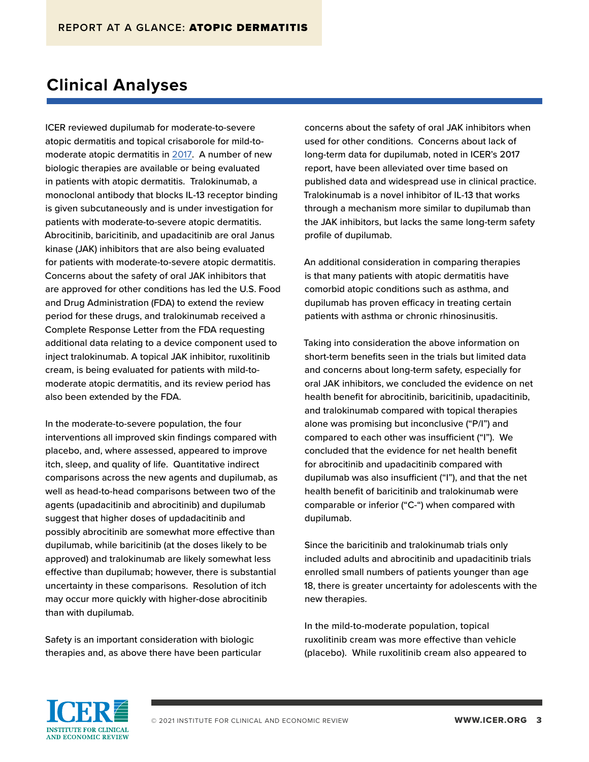## Clinical Analyses

ICER reviewed dupilumab for moderate-to-severe atopic dermatitis and topical crisaborole for mild-to-moderate atopic dermatitis in 2017. A number of new biologic therapies are available or being evaluated in patients with atopic dermatitis. Tralokinumab, a monoclonal antibody that blocks IL-13 receptor binding is given subcutaneously and is under investigation for patients with moderate-to-severe atopic dermatitis. Abrocitinib, baricitinib, and upadacitinib are oral Janus kinase (JAK) inhibitors that are also being evaluated for patients with moderate-to-severe atopic dermatitis. Concerns about the safety of oral JAK inhibitors that are approved for other conditions has led the U.S. Food and Drug Administration (FDA) to extend the review period for these drugs, and tralokinumab received a Complete Response Letter from the FDA requesting additional data relating to a device component used to inject tralokinumab. A topical JAK inhibitor, ruxolitinib cream, is being evaluated for patients with mild-to-moderate atopic dermatitis, and its review period has also been extended by the FDA.

In the moderate-to-severe population, the four interventions all improved skin findings compared with placebo, and, where assessed, appeared to improve itch, sleep, and quality of life. Quantitative indirect comparisons across the new agents and dupilumab, as well as head-to-head comparisons between two of the agents (upadacitinib and abrocitinib) and dupilumab suggest that higher doses of updadacitinib and possibly abrocitinib are somewhat more effective than dupilumab, while baricitinib (at the doses likely to be approved) and tralokinumab are likely somewhat less effective than dupilumab; however, there is substantial uncertainty in these comparisons. Resolution of itch may occur more quickly with higher-dose abrocitinib than with dupilumab.

Safety is an important consideration with biologic therapies and, as above there have been particular concerns about the safety of oral JAK inhibitors when used for other conditions. Concerns about lack of long-term data for dupilumab, noted in ICER's 2017 report, have been alleviated over time based on published data and widespread use in clinical practice. Tralokinumab is a novel inhibitor of IL-13 that works through a mechanism more similar to dupilumab than the JAK inhibitors, but lacks the same long-term safety profile of dupilumab.

An additional consideration in comparing therapies is that many patients with atopic dermatitis have comorbid atopic conditions such as asthma, and dupilumab has proven efficacy in treating certain patients with asthma or chronic rhinosinusitis.

Taking into consideration the above information on short-term benefits seen in the trials but limited data and concerns about long-term safety, especially for oral JAK inhibitors, we concluded the evidence on net health benefit for abrocitinib, baricitinib, upadacitinib, and tralokinumab compared with topical therapies alone was promising but inconclusive ("P/I") and compared to each other was insufficient ("I"). We concluded that the evidence for net health benefit for abrocitinib and upadacitinib compared with dupilumab was also insufficient ("I"), and that the net health benefit of baricitinib and tralokinumab were comparable or inferior ("C-") when compared with dupilumab.

Since the baricitinib and tralokinumab trials only included adults and abrocitinib and upadacitinib trials enrolled small numbers of patients younger than age 18, there is greater uncertainty for adolescents with the new therapies.

In the mild-to-moderate population, topical ruxolitinib cream was more effective than vehicle (placebo). While ruxolitinib cream also appeared to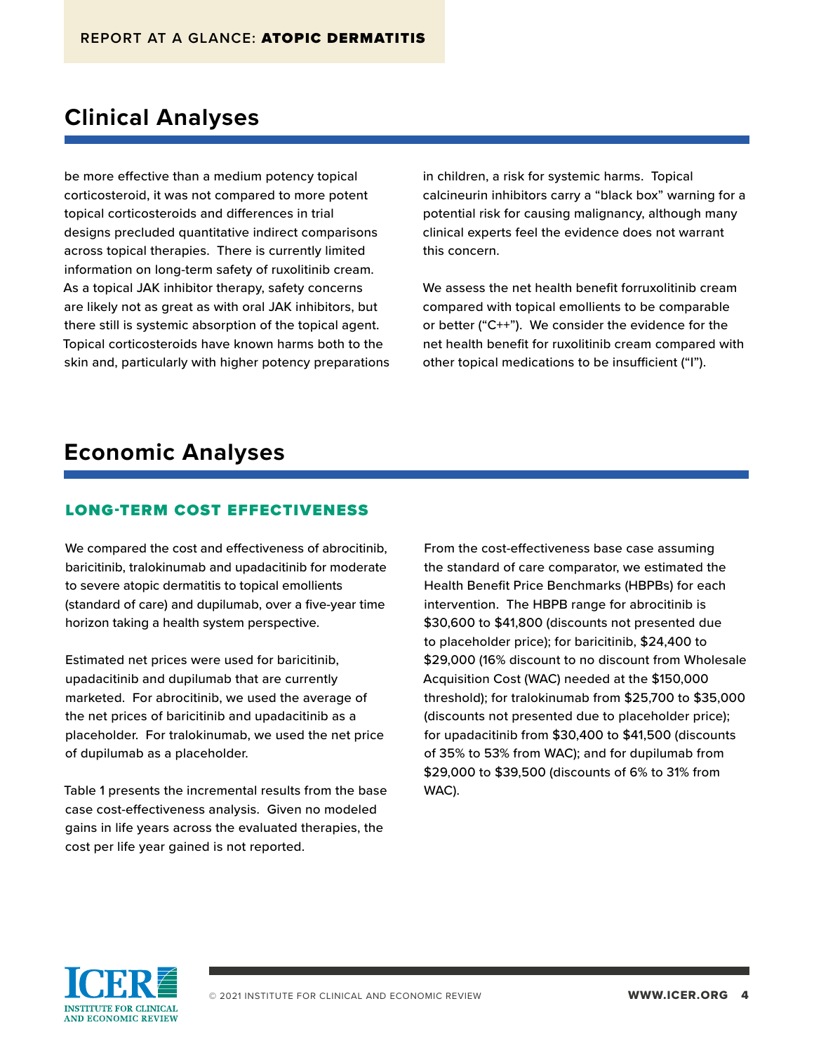## Clinical Analyses

be more effective than a medium potency topical corticosteroid, it was not compared to more potent topical corticosteroids and differences in trial designs precluded quantitative indirect comparisons across topical therapies. There is currently limited information on long-term safety of ruxolitinib cream. As a topical JAK inhibitor therapy, safety concerns are likely not as great as with oral JAK inhibitors, but there still is systemic absorption of the topical agent. Topical corticosteroids have known harms both to the skin and, particularly with higher potency preparations in children, a risk for systemic harms. Topical calcineurin inhibitors carry a "black box" warning for a potential risk for causing malignancy, although many clinical experts feel the evidence does not warrant this concern.

We assess the net health benefit forruxolitinib cream compared with topical emollients to be comparable or better ("C++"). We consider the evidence for the net health benefit for ruxolitinib cream compared with other topical medications to be insufficient ("I").

## Economic Analyses

### LONG-TERM COST EFFECTIVENESS

We compared the cost and effectiveness of abrocitinib, baricitinib, tralokinumab and upadacitinib for moderate to severe atopic dermatitis to topical emollients (standard of care) and dupilumab, over a five-year time horizon taking a health system perspective.

Estimated net prices were used for baricitinib, upadacitinib and dupilumab that are currently marketed. For abrocitinib, we used the average of the net prices of baricitinib and upadacitinib as a placeholder. For tralokinumab, we used the net price of dupilumab as a placeholder.

Table 1 presents the incremental results from the base case cost-effectiveness analysis. Given no modeled gains in life years across the evaluated therapies, the cost per life year gained is not reported.

From the cost-effectiveness base case assuming the standard of care comparator, we estimated the Health Benefit Price Benchmarks (HBPBs) for each intervention. The HBPB range for abrocitinib is $30,600 to $41,800 (discounts not presented due to placeholder price); for baricitinib, $24,400 to $29,000 (16% discount to no discount from Wholesale Acquisition Cost (WAC) needed at the $150,000 threshold); for tralokinumab from $25,700 to $35,000 (discounts not presented due to placeholder price); for upadacitinib from $30,400 to $41,500 (discounts of 35% to 53% from WAC); and for dupilumab from $29,000 to $39,500 (discounts of 6% to 31% from WAC).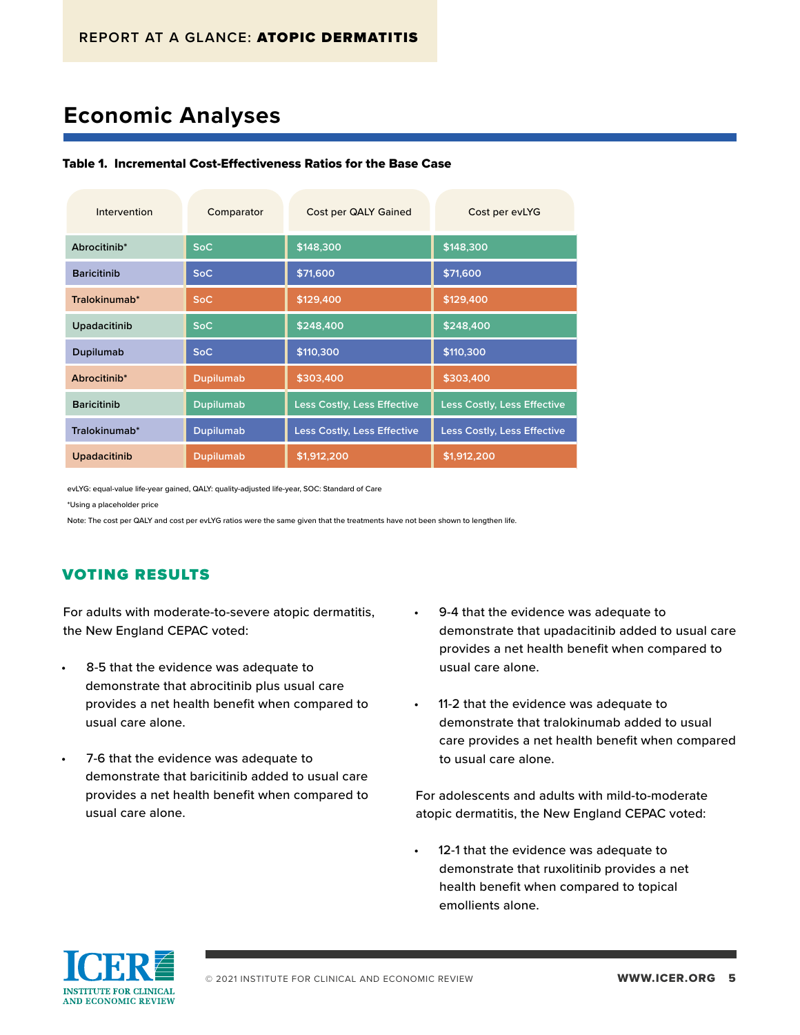## Economic Analyses

**Table 1. Incremental Cost-Effectiveness Ratios for the Base Case**

| Intervention | Comparator | Cost per QALY Gained | Cost per evLYG |
|---|---|---|---|
| Abrocitinib* | SoC | $148,300 | $148,300 |
| Baricitinib | SoC | $71,600 | $71,600 |
| Tralokinumab* | SoC | $129,400 | $129,400 |
| Upadacitinib | SoC | $248,400 | $248,400 |
| Dupilumab | SoC | $110,300 | $110,300 |
| Abrocitinib* | Dupilumab | $303,400 | $303,400 |
| Baricitinib | Dupilumab | Less Costly, Less Effective | Less Costly, Less Effective |
| Tralokinumab* | Dupilumab | Less Costly, Less Effective | Less Costly, Less Effective |
| Upadacitinib | Dupilumab | $1,912,200 | $1,912,200 |

evLYG: equal-value life-year gained, QALY: quality-adjusted life-year, SOC: Standard of Care

*Using a placeholder price

Note: The cost per QALY and cost per evLYG ratios were the same given that the treatments have not been shown to lengthen life.

### VOTING RESULTS

For adults with moderate-to-severe atopic dermatitis, the New England CEPAC voted:

- 8-5 that the evidence was adequate to demonstrate that abrocitinib plus usual care provides a net health benefit when compared to usual care alone.
- 7-6 that the evidence was adequate to demonstrate that baricitinib added to usual care provides a net health benefit when compared to usual care alone.
- 9-4 that the evidence was adequate to demonstrate that upadacitinib added to usual care provides a net health benefit when compared to usual care alone.
- 11-2 that the evidence was adequate to demonstrate that tralokinumab added to usual care provides a net health benefit when compared to usual care alone.

For adolescents and adults with mild-to-moderate atopic dermatitis, the New England CEPAC voted:

- 12-1 that the evidence was adequate to demonstrate that ruxolitinib provides a net health benefit when compared to topical emollients alone.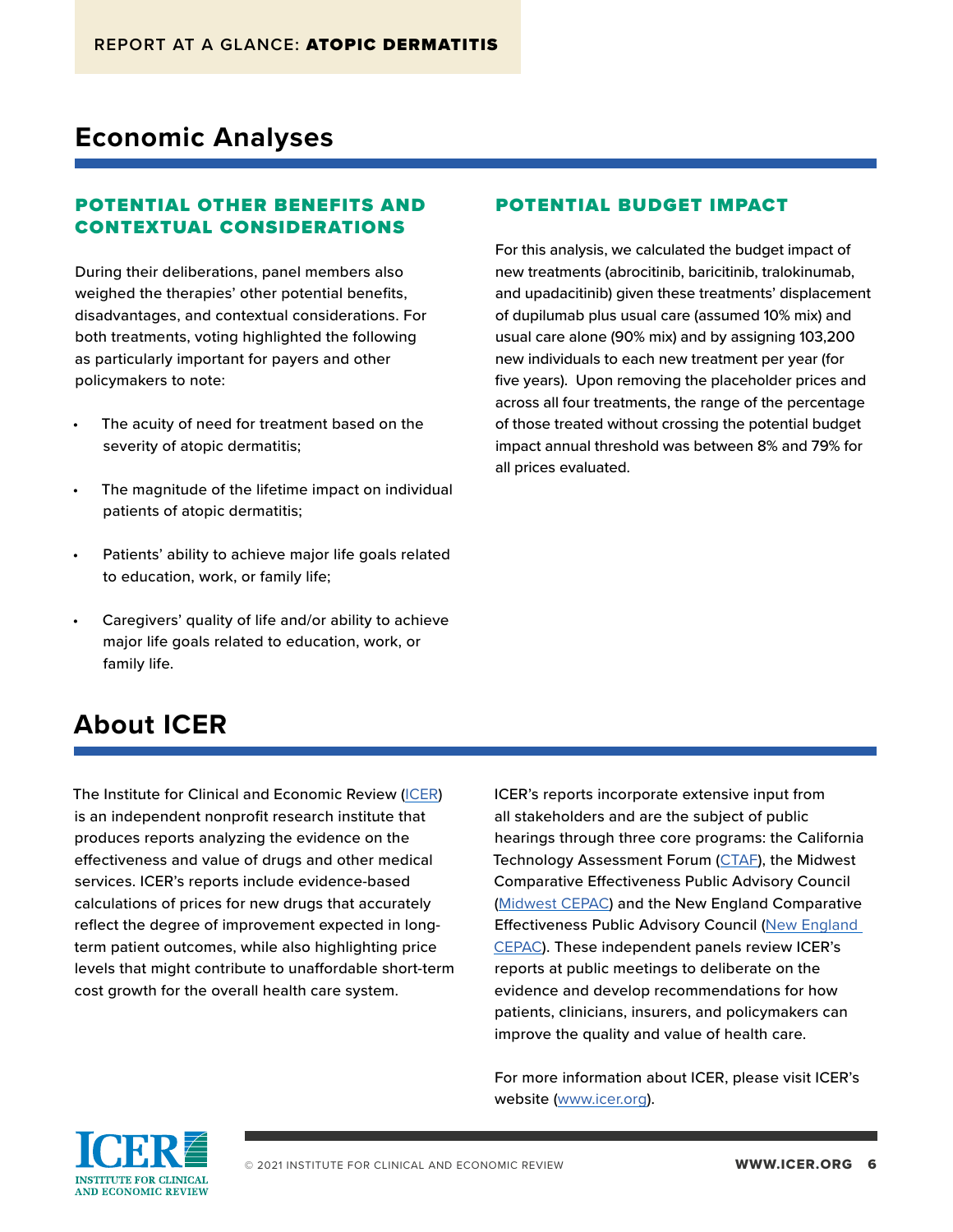## Economic Analyses

### POTENTIAL OTHER BENEFITS AND CONTEXTUAL CONSIDERATIONS

During their deliberations, panel members also weighed the therapies' other potential benefits, disadvantages, and contextual considerations. For both treatments, voting highlighted the following as particularly important for payers and other policymakers to note:

- The acuity of need for treatment based on the severity of atopic dermatitis;
- The magnitude of the lifetime impact on individual patients of atopic dermatitis;
- Patients' ability to achieve major life goals related to education, work, or family life;
- Caregivers' quality of life and/or ability to achieve major life goals related to education, work, or family life.

### POTENTIAL BUDGET IMPACT

For this analysis, we calculated the budget impact of new treatments (abrocitinib, baricitinib, tralokinumab, and upadacitinib) given these treatments' displacement of dupilumab plus usual care (assumed 10% mix) and usual care alone (90% mix) and by assigning 103,200 new individuals to each new treatment per year (for five years). Upon removing the placeholder prices and across all four treatments, the range of the percentage of those treated without crossing the potential budget impact annual threshold was between 8% and 79% for all prices evaluated.

## About ICER

The Institute for Clinical and Economic Review (ICER) is an independent nonprofit research institute that produces reports analyzing the evidence on the effectiveness and value of drugs and other medical services. ICER's reports include evidence-based calculations of prices for new drugs that accurately reflect the degree of improvement expected in long-term patient outcomes, while also highlighting price levels that might contribute to unaffordable short-term cost growth for the overall health care system.

ICER's reports incorporate extensive input from all stakeholders and are the subject of public hearings through three core programs: the California Technology Assessment Forum (CTAF), the Midwest Comparative Effectiveness Public Advisory Council (Midwest CEPAC) and the New England Comparative Effectiveness Public Advisory Council (New England CEPAC). These independent panels review ICER's reports at public meetings to deliberate on the evidence and develop recommendations for how patients, clinicians, insurers, and policymakers can improve the quality and value of health care.

For more information about ICER, please visit ICER's website (www.icer.org).